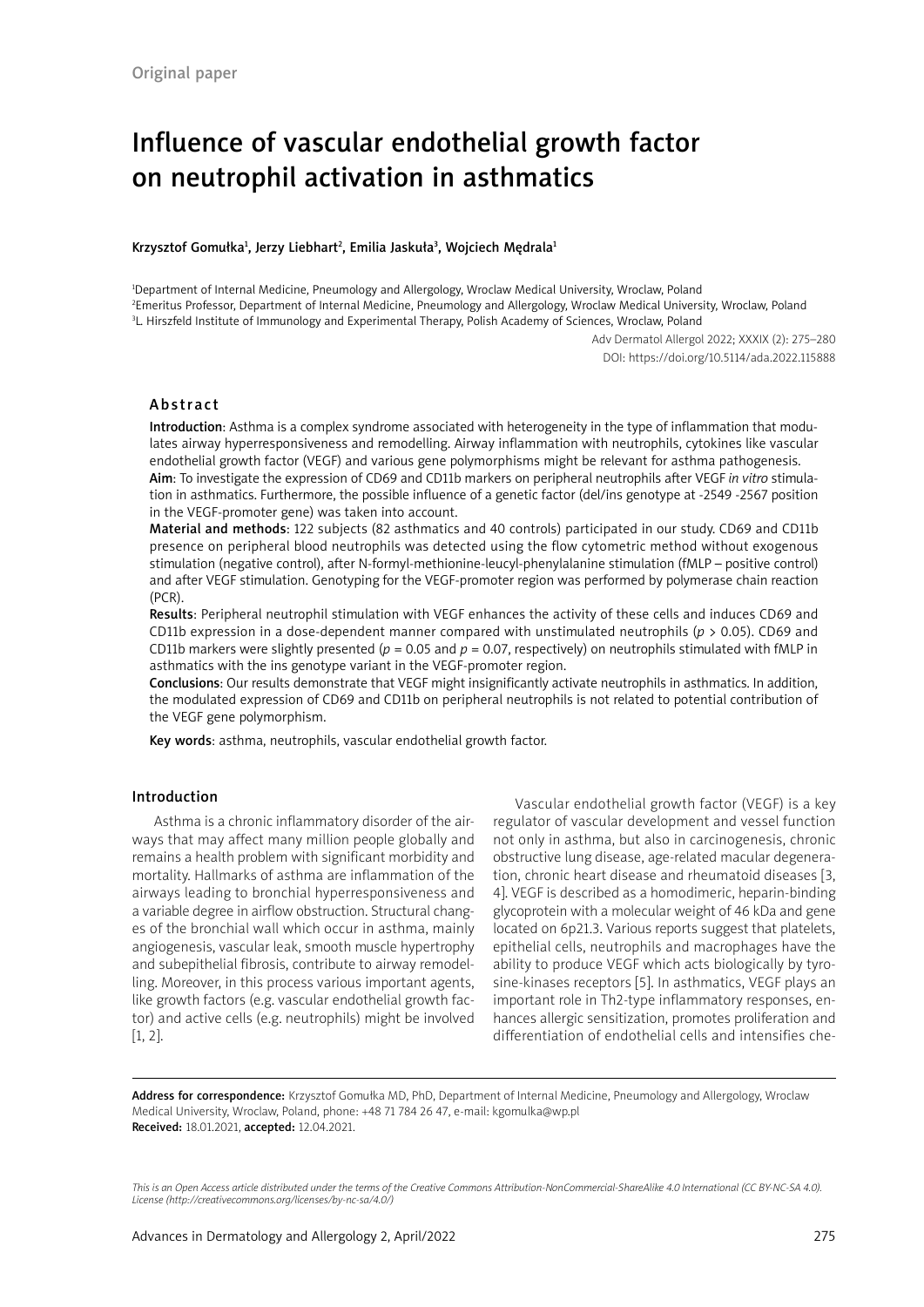Original paper

# Influence of vascular endothelial growth factor on neutrophil activation in asthmatics

**Krzysztof Gomułka[1], Jerzy Liebhart[2], Emilia Jaskuła[3], Wojciech Mędrala[1]**

[1]Department of Internal Medicine, Pneumology and Allergology, Wroclaw Medical University, Wroclaw, Poland
[2]Emeritus Professor, Department of Internal Medicine, Pneumology and Allergology, Wroclaw Medical University, Wroclaw, Poland
[3]L. Hirszfeld Institute of Immunology and Experimental Therapy, Polish Academy of Sciences, Wroclaw, Poland

Adv Dermatol Allergol 2022; XXXIX (2): 275–280
DOI: https://doi.org/10.5114/ada.2022.115888

## Abstract

**Introduction**: Asthma is a complex syndrome associated with heterogeneity in the type of inflammation that modulates airway hyperresponsiveness and remodelling. Airway inflammation with neutrophils, cytokines like vascular endothelial growth factor (VEGF) and various gene polymorphisms might be relevant for asthma pathogenesis.

**Aim**: To investigate the expression of CD69 and CD11b markers on peripheral neutrophils after VEGF *in vitro* stimulation in asthmatics. Furthermore, the possible influence of a genetic factor (del/ins genotype at -2549 -2567 position in the VEGF-promoter gene) was taken into account.

**Material and methods**: 122 subjects (82 asthmatics and 40 controls) participated in our study. CD69 and CD11b presence on peripheral blood neutrophils was detected using the flow cytometric method without exogenous stimulation (negative control), after N-formyl-methionine-leucyl-phenylalanine stimulation (fMLP – positive control) and after VEGF stimulation. Genotyping for the VEGF-promoter region was performed by polymerase chain reaction (PCR).

**Results**: Peripheral neutrophil stimulation with VEGF enhances the activity of these cells and induces CD69 and CD11b expression in a dose-dependent manner compared with unstimulated neutrophils ($p > 0.05$). CD69 and CD11b markers were slightly presented ($p = 0.05$ and $p = 0.07$, respectively) on neutrophils stimulated with fMLP in asthmatics with the ins genotype variant in the VEGF-promoter region.

**Conclusions**: Our results demonstrate that VEGF might insignificantly activate neutrophils in asthmatics. In addition, the modulated expression of CD69 and CD11b on peripheral neutrophils is not related to potential contribution of the VEGF gene polymorphism.

**Key words**: asthma, neutrophils, vascular endothelial growth factor.

## Introduction

Asthma is a chronic inflammatory disorder of the airways that may affect many million people globally and remains a health problem with significant morbidity and mortality. Hallmarks of asthma are inflammation of the airways leading to bronchial hyperresponsiveness and a variable degree in airflow obstruction. Structural changes of the bronchial wall which occur in asthma, mainly angiogenesis, vascular leak, smooth muscle hypertrophy and subepithelial fibrosis, contribute to airway remodelling. Moreover, in this process various important agents, like growth factors (e.g. vascular endothelial growth factor) and active cells (e.g. neutrophils) might be involved [1, 2].

Vascular endothelial growth factor (VEGF) is a key regulator of vascular development and vessel function not only in asthma, but also in carcinogenesis, chronic obstructive lung disease, age-related macular degeneration, chronic heart disease and rheumatoid diseases [3, 4]. VEGF is described as a homodimeric, heparin-binding glycoprotein with a molecular weight of 46 kDa and gene located on 6p21.3. Various reports suggest that platelets, epithelial cells, neutrophils and macrophages have the ability to produce VEGF which acts biologically by tyrosine-kinases receptors [5]. In asthmatics, VEGF plays an important role in Th2-type inflammatory responses, enhances allergic sensitization, promotes proliferation and differentiation of endothelial cells and intensifies che-

**Address for correspondence:** Krzysztof Gomułka MD, PhD, Department of Internal Medicine, Pneumology and Allergology, Wroclaw Medical University, Wroclaw, Poland, phone: +48 71 784 26 47, e-mail: kgomulka@wp.pl
**Received:** 18.01.2021, **accepted:** 12.04.2021.

*This is an Open Access article distributed under the terms of the Creative Commons Attribution-NonCommercial-ShareAlike 4.0 International (CC BY-NC-SA 4.0). License (http://creativecommons.org/licenses/by-nc-sa/4.0/)*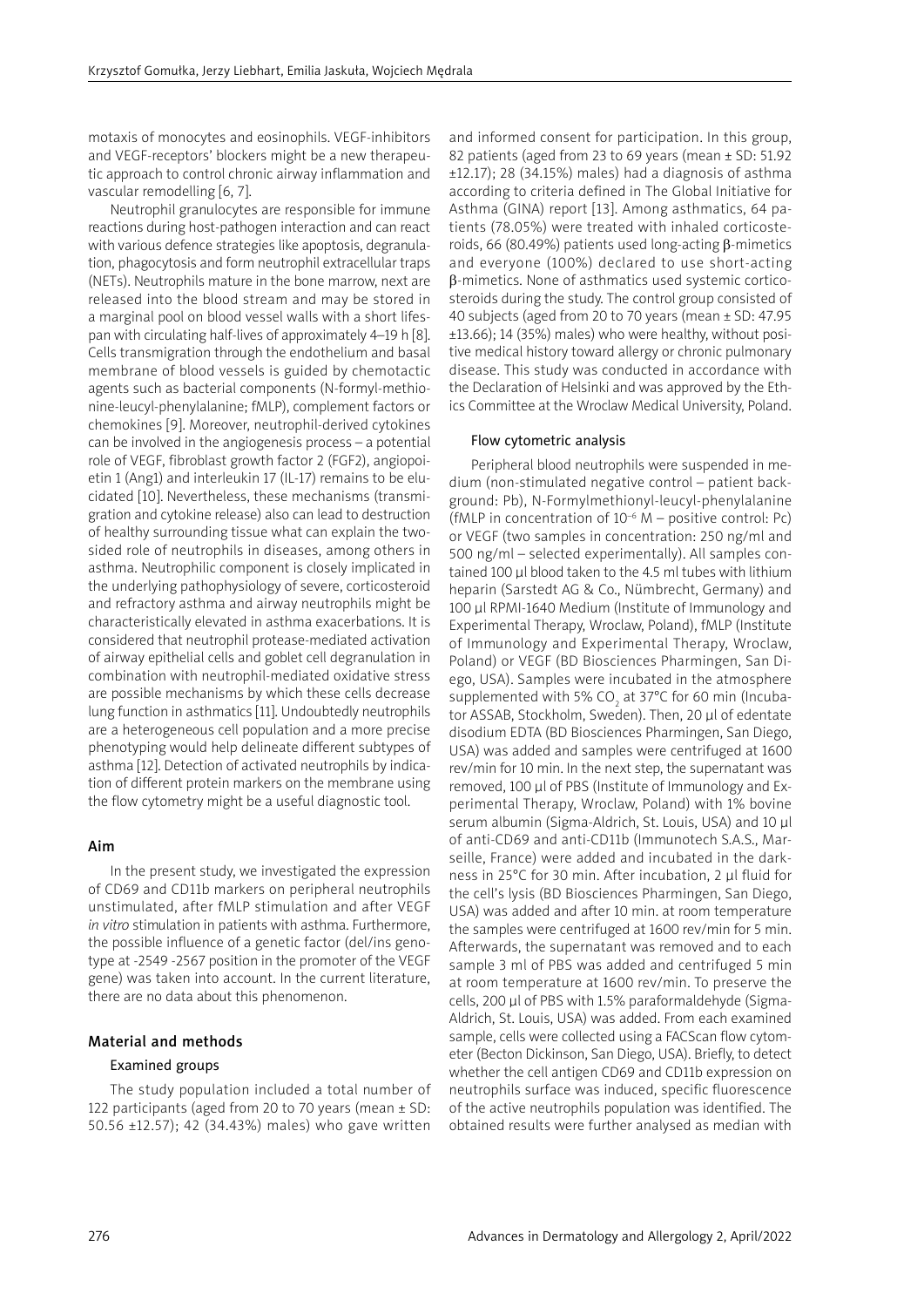motaxis of monocytes and eosinophils. VEGF-inhibitors and VEGF-receptors' blockers might be a new therapeutic approach to control chronic airway inflammation and vascular remodelling [6, 7].

Neutrophil granulocytes are responsible for immune reactions during host-pathogen interaction and can react with various defence strategies like apoptosis, degranulation, phagocytosis and form neutrophil extracellular traps (NETs). Neutrophils mature in the bone marrow, next are released into the blood stream and may be stored in a marginal pool on blood vessel walls with a short lifespan with circulating half-lives of approximately 4–19 h [8]. Cells transmigration through the endothelium and basal membrane of blood vessels is guided by chemotactic agents such as bacterial components (N-formyl-methionine-leucyl-phenylalanine; fMLP), complement factors or chemokines [9]. Moreover, neutrophil-derived cytokines can be involved in the angiogenesis process – a potential role of VEGF, fibroblast growth factor 2 (FGF2), angiopoietin 1 (Ang1) and interleukin 17 (IL-17) remains to be elucidated [10]. Nevertheless, these mechanisms (transmigration and cytokine release) also can lead to destruction of healthy surrounding tissue what can explain the two-sided role of neutrophils in diseases, among others in asthma. Neutrophilic component is closely implicated in the underlying pathophysiology of severe, corticosteroid and refractory asthma and airway neutrophils might be characteristically elevated in asthma exacerbations. It is considered that neutrophil protease-mediated activation of airway epithelial cells and goblet cell degranulation in combination with neutrophil-mediated oxidative stress are possible mechanisms by which these cells decrease lung function in asthmatics [11]. Undoubtedly neutrophils are a heterogeneous cell population and a more precise phenotyping would help delineate different subtypes of asthma [12]. Detection of activated neutrophils by indication of different protein markers on the membrane using the flow cytometry might be a useful diagnostic tool.

## Aim

In the present study, we investigated the expression of CD69 and CD11b markers on peripheral neutrophils unstimulated, after fMLP stimulation and after VEGF *in vitro* stimulation in patients with asthma. Furthermore, the possible influence of a genetic factor (del/ins genotype at -2549 -2567 position in the promoter of the VEGF gene) was taken into account. In the current literature, there are no data about this phenomenon.

## Material and methods

### Examined groups

The study population included a total number of 122 participants (aged from 20 to 70 years (mean ± SD: 50.56 ±12.57); 42 (34.43%) males) who gave written and informed consent for participation. In this group, 82 patients (aged from 23 to 69 years (mean ± SD: 51.92 ±12.17); 28 (34.15%) males) had a diagnosis of asthma according to criteria defined in The Global Initiative for Asthma (GINA) report [13]. Among asthmatics, 64 patients (78.05%) were treated with inhaled corticosteroids, 66 (80.49%) patients used long-acting β-mimetics and everyone (100%) declared to use short-acting β-mimetics. None of asthmatics used systemic corticosteroids during the study. The control group consisted of 40 subjects (aged from 20 to 70 years (mean ± SD: 47.95 ±13.66); 14 (35%) males) who were healthy, without positive medical history toward allergy or chronic pulmonary disease. This study was conducted in accordance with the Declaration of Helsinki and was approved by the Ethics Committee at the Wroclaw Medical University, Poland.

### Flow cytometric analysis

Peripheral blood neutrophils were suspended in medium (non-stimulated negative control – patient background: Pb), N-Formylmethionyl-leucyl-phenylalanine (fMLP in concentration of $10^{-6}$ M – positive control: Pc) or VEGF (two samples in concentration: 250 ng/ml and 500 ng/ml – selected experimentally). All samples contained 100 µl blood taken to the 4.5 ml tubes with lithium heparin (Sarstedt AG & Co., Nümbrecht, Germany) and 100 µl RPMI-1640 Medium (Institute of Immunology and Experimental Therapy, Wroclaw, Poland), fMLP (Institute of Immunology and Experimental Therapy, Wroclaw, Poland) or VEGF (BD Biosciences Pharmingen, San Diego, USA). Samples were incubated in the atmosphere supplemented with 5% $CO_2$ at 37°C for 60 min (Incubator ASSAB, Stockholm, Sweden). Then, 20 µl of edentate disodium EDTA (BD Biosciences Pharmingen, San Diego, USA) was added and samples were centrifuged at 1600 rev/min for 10 min. In the next step, the supernatant was removed, 100 µl of PBS (Institute of Immunology and Experimental Therapy, Wroclaw, Poland) with 1% bovine serum albumin (Sigma-Aldrich, St. Louis, USA) and 10 µl of anti-CD69 and anti-CD11b (Immunotech S.A.S., Marseille, France) were added and incubated in the darkness in 25°C for 30 min. After incubation, 2 µl fluid for the cell's lysis (BD Biosciences Pharmingen, San Diego, USA) was added and after 10 min. at room temperature the samples were centrifuged at 1600 rev/min for 5 min. Afterwards, the supernatant was removed and to each sample 3 ml of PBS was added and centrifuged 5 min at room temperature at 1600 rev/min. To preserve the cells, 200 µl of PBS with 1.5% paraformaldehyde (Sigma-Aldrich, St. Louis, USA) was added. From each examined sample, cells were collected using a FACScan flow cytometer (Becton Dickinson, San Diego, USA). Briefly, to detect whether the cell antigen CD69 and CD11b expression on neutrophils surface was induced, specific fluorescence of the active neutrophils population was identified. The obtained results were further analysed as median with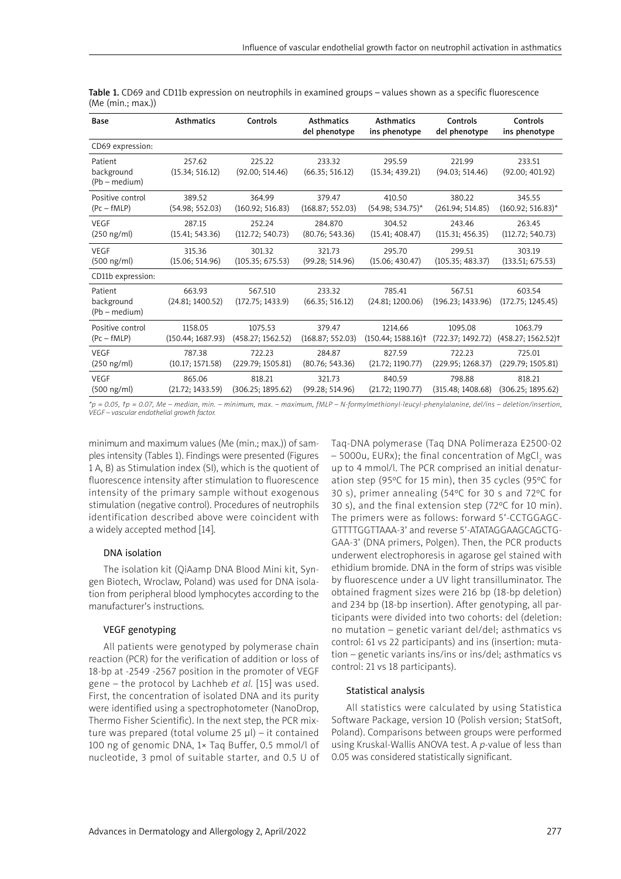**Table 1.** CD69 and CD11b expression on neutrophils in examined groups – values shown as a specific fluorescence (Me (min.; max.))

| Base | Asthmatics | Controls | Asthmatics del phenotype | Asthmatics ins phenotype | Controls del phenotype | Controls ins phenotype |
|---|---|---|---|---|---|---|
| CD69 expression: | | | | | | |
| Patient background (Pb – medium) | 257.62 (15.34; 516.12) | 225.22 (92.00; 514.46) | 233.32 (66.35; 516.12) | 295.59 (15.34; 439.21) | 221.99 (94.03; 514.46) | 233.51 (92.00; 401.92) |
| Positive control (Pc – fMLP) | 389.52 (54.98; 552.03) | 364.99 (160.92; 516.83) | 379.47 (168.87; 552.03) | 410.50 (54.98; 534.75)* | 380.22 (261.94; 514.85) | 345.55 (160.92; 516.83)* |
| VEGF (250 ng/ml) | 287.15 (15.41; 543.36) | 252.24 (112.72; 540.73) | 284.870 (80.76; 543.36) | 304.52 (15.41; 408.47) | 243.46 (115.31; 456.35) | 263.45 (112.72; 540.73) |
| VEGF (500 ng/ml) | 315.36 (15.06; 514.96) | 301.32 (105.35; 675.53) | 321.73 (99.28; 514.96) | 295.70 (15.06; 430.47) | 299.51 (105.35; 483.37) | 303.19 (133.51; 675.53) |
| CD11b expression: | | | | | | |
| Patient background (Pb – medium) | 663.93 (24.81; 1400.52) | 567.510 (172.75; 1433.9) | 233.32 (66.35; 516.12) | 785.41 (24.81; 1200.06) | 567.51 (196.23; 1433.96) | 603.54 (172.75; 1245.45) |
| Positive control (Pc – fMLP) | 1158.05 (150.44; 1687.93) | 1075.53 (458.27; 1562.52) | 379.47 (168.87; 552.03) | 1214.66 (150.44; 1588.16)† | 1095.08 (722.37; 1492.72) | 1063.79 (458.27; 1562.52)† |
| VEGF (250 ng/ml) | 787.38 (10.17; 1571.58) | 722.23 (229.79; 1505.81) | 284.87 (80.76; 543.36) | 827.59 (21.72; 1190.77) | 722.23 (229.95; 1268.37) | 725.01 (229.79; 1505.81) |
| VEGF (500 ng/ml) | 865.06 (21.72; 1433.59) | 818.21 (306.25; 1895.62) | 321.73 (99.28; 514.96) | 840.59 (21.72; 1190.77) | 798.88 (315.48; 1408.68) | 818.21 (306.25; 1895.62) |

*$p = 0.05$, †$p = 0.07$, Me – median, min. – minimum, max. – maximum, fMLP – N-formylmethionyl-leucyl-phenylalanine, del/ins – deletion/insertion, VEGF – vascular endothelial growth factor.*

minimum and maximum values (Me (min.; max.)) of samples intensity (Tables 1). Findings were presented (Figures 1 A, B) as Stimulation index (SI), which is the quotient of fluorescence intensity after stimulation to fluorescence intensity of the primary sample without exogenous stimulation (negative control). Procedures of neutrophils identification described above were coincident with a widely accepted method [14].

### DNA isolation

The isolation kit (QiAamp DNA Blood Mini kit, Syngen Biotech, Wroclaw, Poland) was used for DNA isolation from peripheral blood lymphocytes according to the manufacturer's instructions.

### VEGF genotyping

All patients were genotyped by polymerase chain reaction (PCR) for the verification of addition or loss of 18-bp at -2549 -2567 position in the promoter of VEGF gene – the protocol by Lachheb *et al.* [15] was used. First, the concentration of isolated DNA and its purity were identified using a spectrophotometer (NanoDrop, Thermo Fisher Scientific). In the next step, the PCR mixture was prepared (total volume 25 μl) – it contained 100 ng of genomic DNA, 1× Taq Buffer, 0.5 mmol/l of nucleotide, 3 pmol of suitable starter, and 0.5 U of Taq-DNA polymerase (Taq DNA Polimeraza E2500-02 – 5000u, EURx); the final concentration of $MgCl_2$ was up to 4 mmol/l. The PCR comprised an initial denaturation step (95°C for 15 min), then 35 cycles (95°C for 30 s), primer annealing (54°C for 30 s and 72°C for 30 s), and the final extension step (72°C for 10 min). The primers were as follows: forward 5'-CCTGGAGC-GTTTTGGTTAAA-3' and reverse 5'-ATATAGGAAGCAGCTG-GAA-3' (DNA primers, Polgen). Then, the PCR products underwent electrophoresis in agarose gel stained with ethidium bromide. DNA in the form of strips was visible by fluorescence under a UV light transilluminator. The obtained fragment sizes were 216 bp (18-bp deletion) and 234 bp (18-bp insertion). After genotyping, all participants were divided into two cohorts: del (deletion: no mutation – genetic variant del/del; asthmatics vs control: 61 vs 22 participants) and ins (insertion: mutation – genetic variants ins/ins or ins/del; asthmatics vs control: 21 vs 18 participants).

### Statistical analysis

All statistics were calculated by using Statistica Software Package, version 10 (Polish version; StatSoft, Poland). Comparisons between groups were performed using Kruskal-Wallis ANOVA test. A *p*-value of less than 0.05 was considered statistically significant.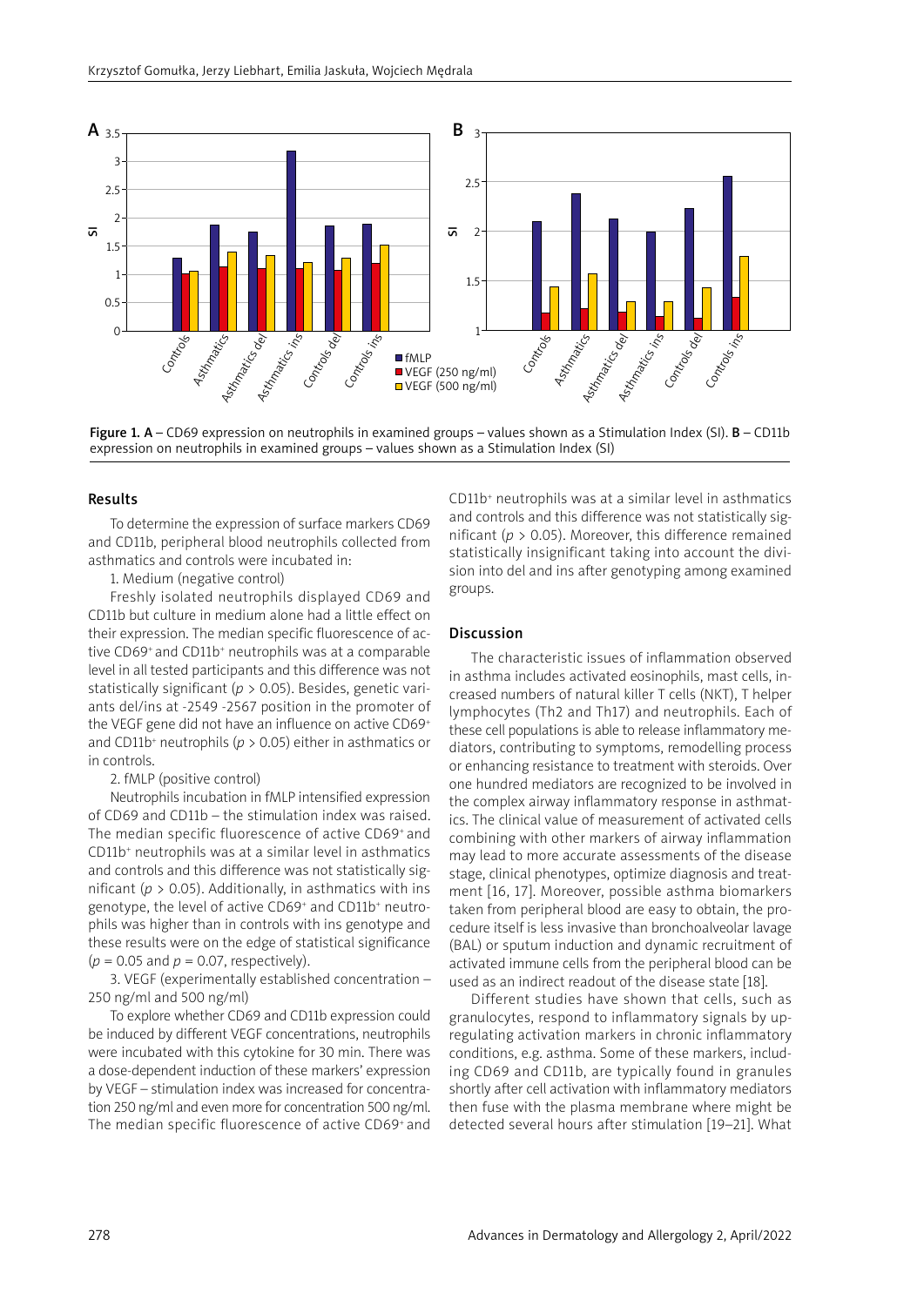Figure 1. A – CD69 expression on neutrophils in examined groups – values shown as a Stimulation Index (SI). B – CD11b expression on neutrophils in examined groups – values shown as a Stimulation Index (SI)

## Results

To determine the expression of surface markers CD69 and CD11b, peripheral blood neutrophils collected from asthmatics and controls were incubated in:

1. Medium (negative control)

Freshly isolated neutrophils displayed CD69 and CD11b but culture in medium alone had a little effect on their expression. The median specific fluorescence of active $CD69^+$ and $CD11b^+$ neutrophils was at a comparable level in all tested participants and this difference was not statistically significant ($p > 0.05$). Besides, genetic variants del/ins at -2549 -2567 position in the promoter of the VEGF gene did not have an influence on active $CD69^+$ and $CD11b^+$ neutrophils ($p > 0.05$) either in asthmatics or in controls.

2. fMLP (positive control)

Neutrophils incubation in fMLP intensified expression of CD69 and CD11b – the stimulation index was raised. The median specific fluorescence of active $CD69^+$ and $CD11b^+$ neutrophils was at a similar level in asthmatics and controls and this difference was not statistically significant ($p > 0.05$). Additionally, in asthmatics with ins genotype, the level of active $CD69^+$ and $CD11b^+$ neutrophils was higher than in controls with ins genotype and these results were on the edge of statistical significance ($p = 0.05$ and $p = 0.07$, respectively).

3. VEGF (experimentally established concentration – 250 ng/ml and 500 ng/ml)

To explore whether CD69 and CD11b expression could be induced by different VEGF concentrations, neutrophils were incubated with this cytokine for 30 min. There was a dose-dependent induction of these markers' expression by VEGF – stimulation index was increased for concentration 250 ng/ml and even more for concentration 500 ng/ml. The median specific fluorescence of active $CD69^+$ and $CD11b^+$ neutrophils was at a similar level in asthmatics and controls and this difference was not statistically significant ($p > 0.05$). Moreover, this difference remained statistically insignificant taking into account the division into del and ins after genotyping among examined groups.

## Discussion

The characteristic issues of inflammation observed in asthma includes activated eosinophils, mast cells, increased numbers of natural killer T cells (NKT), T helper lymphocytes (Th2 and Th17) and neutrophils. Each of these cell populations is able to release inflammatory mediators, contributing to symptoms, remodelling process or enhancing resistance to treatment with steroids. Over one hundred mediators are recognized to be involved in the complex airway inflammatory response in asthmatics. The clinical value of measurement of activated cells combining with other markers of airway inflammation may lead to more accurate assessments of the disease stage, clinical phenotypes, optimize diagnosis and treatment [16, 17]. Moreover, possible asthma biomarkers taken from peripheral blood are easy to obtain, the procedure itself is less invasive than bronchoalveolar lavage (BAL) or sputum induction and dynamic recruitment of activated immune cells from the peripheral blood can be used as an indirect readout of the disease state [18].

Different studies have shown that cells, such as granulocytes, respond to inflammatory signals by upregulating activation markers in chronic inflammatory conditions, e.g. asthma. Some of these markers, including CD69 and CD11b, are typically found in granules shortly after cell activation with inflammatory mediators then fuse with the plasma membrane where might be detected several hours after stimulation [19–21]. What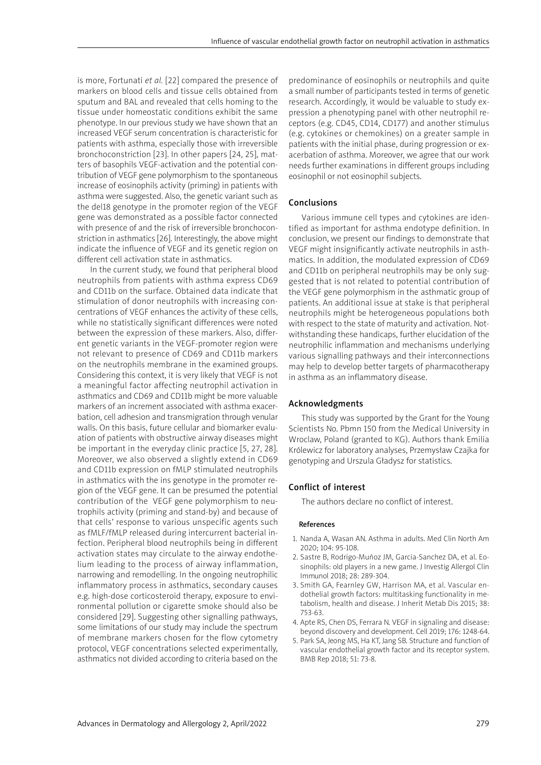is more, Fortunati *et al.* [22] compared the presence of markers on blood cells and tissue cells obtained from sputum and BAL and revealed that cells homing to the tissue under homeostatic conditions exhibit the same phenotype. In our previous study we have shown that an increased VEGF serum concentration is characteristic for patients with asthma, especially those with irreversible bronchoconstriction [23]. In other papers [24, 25], matters of basophils VEGF-activation and the potential contribution of VEGF gene polymorphism to the spontaneous increase of eosinophils activity (priming) in patients with asthma were suggested. Also, the genetic variant such as the del18 genotype in the promoter region of the VEGF gene was demonstrated as a possible factor connected with presence of and the risk of irreversible bronchoconstriction in asthmatics [26]. Interestingly, the above might indicate the influence of VEGF and its genetic region on different cell activation state in asthmatics.

In the current study, we found that peripheral blood neutrophils from patients with asthma express CD69 and CD11b on the surface. Obtained data indicate that stimulation of donor neutrophils with increasing concentrations of VEGF enhances the activity of these cells, while no statistically significant differences were noted between the expression of these markers. Also, different genetic variants in the VEGF-promoter region were not relevant to presence of CD69 and CD11b markers on the neutrophils membrane in the examined groups. Considering this context, it is very likely that VEGF is not a meaningful factor affecting neutrophil activation in asthmatics and CD69 and CD11b might be more valuable markers of an increment associated with asthma exacerbation, cell adhesion and transmigration through venular walls. On this basis, future cellular and biomarker evaluation of patients with obstructive airway diseases might be important in the everyday clinic practice [5, 27, 28]. Moreover, we also observed a slightly extend in CD69 and CD11b expression on fMLP stimulated neutrophils in asthmatics with the ins genotype in the promoter region of the VEGF gene. It can be presumed the potential contribution of the VEGF gene polymorphism to neutrophils activity (priming and stand-by) and because of that cells' response to various unspecific agents such as fMLF/fMLP released during intercurrent bacterial infection. Peripheral blood neutrophils being in different activation states may circulate to the airway endothelium leading to the process of airway inflammation, narrowing and remodelling. In the ongoing neutrophilic inflammatory process in asthmatics, secondary causes e.g. high-dose corticosteroid therapy, exposure to environmental pollution or cigarette smoke should also be considered [29]. Suggesting other signalling pathways, some limitations of our study may include the spectrum of membrane markers chosen for the flow cytometry protocol, VEGF concentrations selected experimentally, asthmatics not divided according to criteria based on the predominance of eosinophils or neutrophils and quite a small number of participants tested in terms of genetic research. Accordingly, it would be valuable to study expression a phenotyping panel with other neutrophil receptors (e.g. CD45, CD14, CD177) and another stimulus (e.g. cytokines or chemokines) on a greater sample in patients with the initial phase, during progression or exacerbation of asthma. Moreover, we agree that our work needs further examinations in different groups including eosinophil or not eosinophil subjects.

## Conclusions

Various immune cell types and cytokines are identified as important for asthma endotype definition. In conclusion, we present our findings to demonstrate that VEGF might insignificantly activate neutrophils in asthmatics. In addition, the modulated expression of CD69 and CD11b on peripheral neutrophils may be only suggested that is not related to potential contribution of the VEGF gene polymorphism in the asthmatic group of patients. An additional issue at stake is that peripheral neutrophils might be heterogeneous populations both with respect to the state of maturity and activation. Notwithstanding these handicaps, further elucidation of the neutrophilic inflammation and mechanisms underlying various signalling pathways and their interconnections may help to develop better targets of pharmacotherapy in asthma as an inflammatory disease.

## Acknowledgments

This study was supported by the Grant for the Young Scientists No. Pbmn 150 from the Medical University in Wroclaw, Poland (granted to KG). Authors thank Emilia Królewicz for laboratory analyses, Przemysław Czajka for genotyping and Urszula Gładysz for statistics.

## Conflict of interest

The authors declare no conflict of interest.

#### References

1. Nanda A, Wasan AN. Asthma in adults. Med Clin North Am 2020; 104: 95-108.
2. Sastre B, Rodrigo-Muńoz JM, Garcia-Sanchez DA, et al. Eosinophils: old players in a new game. J Investig Allergol Clin Immunol 2018; 28: 289-304.
3. Smith GA, Fearnley GW, Harrison MA, et al. Vascular endothelial growth factors: multitasking functionality in metabolism, health and disease. J Inherit Metab Dis 2015; 38: 753-63.
4. Apte RS, Chen DS, Ferrara N. VEGF in signaling and disease: beyond discovery and development. Cell 2019; 176: 1248-64.
5. Park SA, Jeong MS, Ha KT, Jang SB. Structure and function of vascular endothelial growth factor and its receptor system. BMB Rep 2018; 51: 73-8.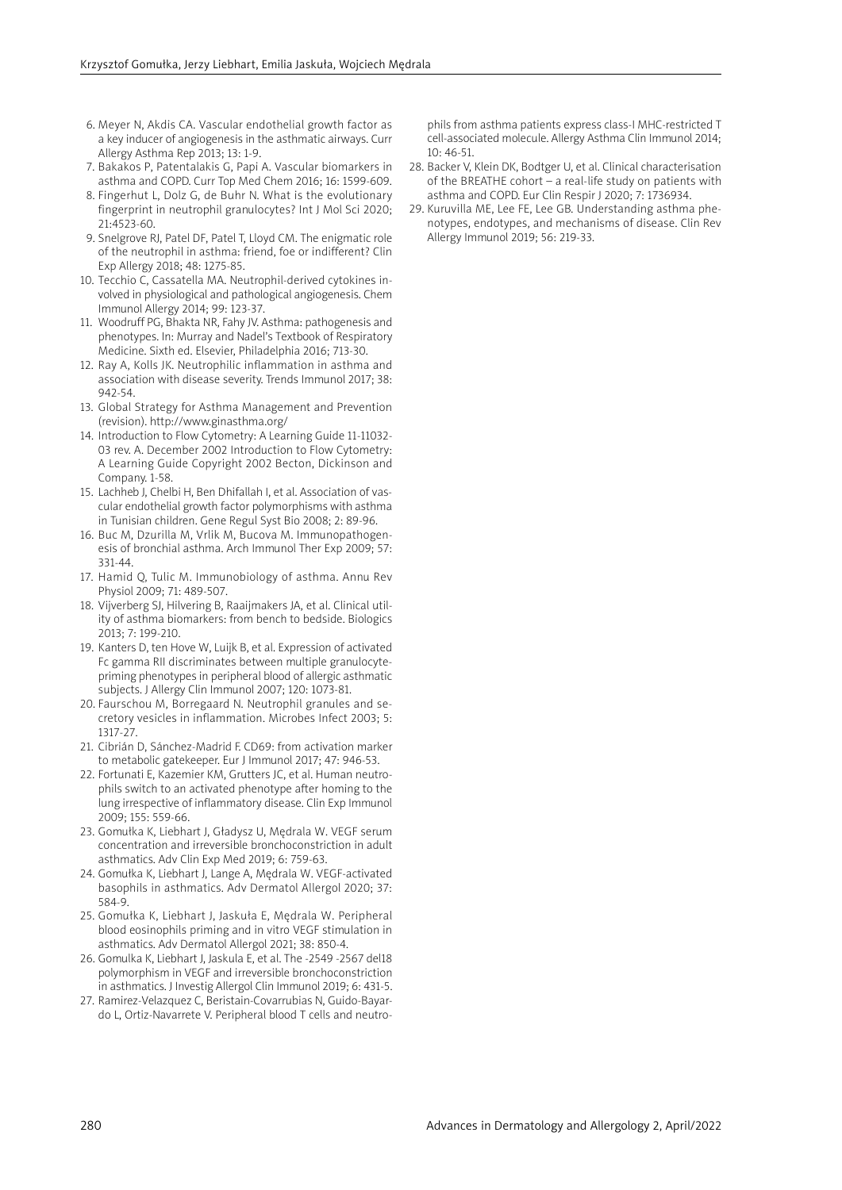6. Meyer N, Akdis CA. Vascular endothelial growth factor as a key inducer of angiogenesis in the asthmatic airways. Curr Allergy Asthma Rep 2013; 13: 1-9.
7. Bakakos P, Patentalakis G, Papi A. Vascular biomarkers in asthma and COPD. Curr Top Med Chem 2016; 16: 1599-609.
8. Fingerhut L, Dolz G, de Buhr N. What is the evolutionary fingerprint in neutrophil granulocytes? Int J Mol Sci 2020; 21:4523-60.
9. Snelgrove RJ, Patel DF, Patel T, Lloyd CM. The enigmatic role of the neutrophil in asthma: friend, foe or indifferent? Clin Exp Allergy 2018; 48: 1275-85.
10. Tecchio C, Cassatella MA. Neutrophil-derived cytokines involved in physiological and pathological angiogenesis. Chem Immunol Allergy 2014; 99: 123-37.
11. Woodruff PG, Bhakta NR, Fahy JV. Asthma: pathogenesis and phenotypes. In: Murray and Nadel's Textbook of Respiratory Medicine. Sixth ed. Elsevier, Philadelphia 2016; 713-30.
12. Ray A, Kolls JK. Neutrophilic inflammation in asthma and association with disease severity. Trends Immunol 2017; 38: 942-54.
13. Global Strategy for Asthma Management and Prevention (revision). http://www.ginasthma.org/
14. Introduction to Flow Cytometry: A Learning Guide 11-11032-03 rev. A. December 2002 Introduction to Flow Cytometry: A Learning Guide Copyright 2002 Becton, Dickinson and Company. 1-58.
15. Lachheb J, Chelbi H, Ben Dhifallah I, et al. Association of vascular endothelial growth factor polymorphisms with asthma in Tunisian children. Gene Regul Syst Bio 2008; 2: 89-96.
16. Buc M, Dzurilla M, Vrlik M, Bucova M. Immunopathogenesis of bronchial asthma. Arch Immunol Ther Exp 2009; 57: 331-44.
17. Hamid Q, Tulic M. Immunobiology of asthma. Annu Rev Physiol 2009; 71: 489-507.
18. Vijverberg SJ, Hilvering B, Raaijmakers JA, et al. Clinical utility of asthma biomarkers: from bench to bedside. Biologics 2013; 7: 199-210.
19. Kanters D, ten Hove W, Luijk B, et al. Expression of activated Fc gamma RII discriminates between multiple granulocyte-priming phenotypes in peripheral blood of allergic asthmatic subjects. J Allergy Clin Immunol 2007; 120: 1073-81.
20. Faurschou M, Borregaard N. Neutrophil granules and secretory vesicles in inflammation. Microbes Infect 2003; 5: 1317-27.
21. Cibrián D, Sánchez-Madrid F. CD69: from activation marker to metabolic gatekeeper. Eur J Immunol 2017; 47: 946-53.
22. Fortunati E, Kazemier KM, Grutters JC, et al. Human neutrophils switch to an activated phenotype after homing to the lung irrespective of inflammatory disease. Clin Exp Immunol 2009; 155: 559-66.
23. Gomułka K, Liebhart J, Gładysz U, Mędrala W. VEGF serum concentration and irreversible bronchoconstriction in adult asthmatics. Adv Clin Exp Med 2019; 6: 759-63.
24. Gomułka K, Liebhart J, Lange A, Mędrala W. VEGF-activated basophils in asthmatics. Adv Dermatol Allergol 2020; 37: 584-9.
25. Gomułka K, Liebhart J, Jaskuła E, Mędrala W. Peripheral blood eosinophils priming and in vitro VEGF stimulation in asthmatics. Adv Dermatol Allergol 2021; 38: 850-4.
26. Gomulka K, Liebhart J, Jaskula E, et al. The -2549 -2567 del18 polymorphism in VEGF and irreversible bronchoconstriction in asthmatics. J Investig Allergol Clin Immunol 2019; 6: 431-5.
27. Ramirez-Velazquez C, Beristain-Covarrubias N, Guido-Bayardo L, Ortiz-Navarrete V. Peripheral blood T cells and neutrophils from asthma patients express class-I MHC-restricted T cell-associated molecule. Allergy Asthma Clin Immunol 2014; 10: 46-51.
28. Backer V, Klein DK, Bodtger U, et al. Clinical characterisation of the BREATHE cohort – a real-life study on patients with asthma and COPD. Eur Clin Respir J 2020; 7: 1736934.
29. Kuruvilla ME, Lee FE, Lee GB. Understanding asthma phenotypes, endotypes, and mechanisms of disease. Clin Rev Allergy Immunol 2019; 56: 219-33.